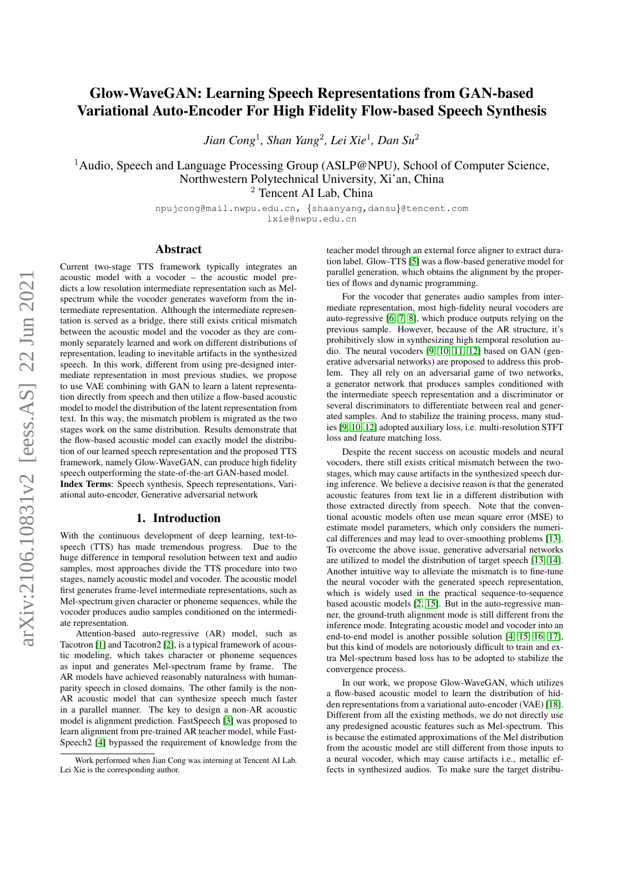# Glow-WaveGAN: Learning Speech Representations from GAN-based Variational Auto-Encoder For High Fidelity Flow-based Speech Synthesis

*Jian Cong*[1], *Shan Yang*[2], *Lei Xie*[1], *Dan Su*[2]

[1]Audio, Speech and Language Processing Group (ASLP@NPU), School of Computer Science, Northwestern Polytechnical University, Xi'an, China

[2] Tencent AI Lab, China

npujcong@mail.nwpu.edu.cn, {shaanyang,dansu}@tencent.com
lxie@nwpu.edu.cn

## Abstract

Current two-stage TTS framework typically integrates an acoustic model with a vocoder – the acoustic model predicts a low resolution intermediate representation such as Mel-spectrum while the vocoder generates waveform from the intermediate representation. Although the intermediate representation is served as a bridge, there still exists critical mismatch between the acoustic model and the vocoder as they are commonly separately learned and work on different distributions of representation, leading to inevitable artifacts in the synthesized speech. In this work, different from using pre-designed intermediate representation in most previous studies, we propose to use VAE combining with GAN to learn a latent representation directly from speech and then utilize a flow-based acoustic model to model the distribution of the latent representation from text. In this way, the mismatch problem is migrated as the two stages work on the same distribution. Results demonstrate that the flow-based acoustic model can exactly model the distribution of our learned speech representation and the proposed TTS framework, namely Glow-WaveGAN, can produce high fidelity speech outperforming the state-of-the-art GAN-based model.

**Index Terms**: Speech synthesis, Speech representations, Variational auto-encoder, Generative adversarial network

## 1. Introduction

With the continuous development of deep learning, text-to-speech (TTS) has made tremendous progress. Due to the huge difference in temporal resolution between text and audio samples, most approaches divide the TTS procedure into two stages, namely acoustic model and vocoder. The acoustic model first generates frame-level intermediate representations, such as Mel-spectrum given character or phoneme sequences, while the vocoder produces audio samples conditioned on the intermediate representation.

Attention-based auto-regressive (AR) model, such as Tacotron [1] and Tacotron2 [2], is a typical framework of acoustic modeling, which takes character or phoneme sequences as input and generates Mel-spectrum frame by frame. The AR models have achieved reasonably naturalness with human-parity speech in closed domains. The other family is the non-AR acoustic model that can synthesize speech much faster in a parallel manner. The key to design a non-AR acoustic model is alignment prediction. FastSpeech [3] was proposed to learn alignment from pre-trained AR teacher model, while FastSpeech2 [4] bypassed the requirement of knowledge from the teacher model through an external force aligner to extract duration label. Glow-TTS [5] was a flow-based generative model for parallel generation, which obtains the alignment by the properties of flows and dynamic programming.

For the vocoder that generates audio samples from intermediate representation, most high-fidelity neural vocoders are auto-regressive [6, 7, 8], which produce outputs relying on the previous sample. However, because of the AR structure, it's prohibitively slow in synthesizing high temporal resolution audio. The neural vocoders [9, 10, 11, 12] based on GAN (generative adversarial networks) are proposed to address this problem. They all rely on an adversarial game of two networks, a generator network that produces samples conditioned with the intermediate speech representation and a discriminator or several discriminators to differentiate between real and generated samples. And to stabilize the training process, many studies [9, 10, 12] adopted auxiliary loss, i.e. multi-resolution STFT loss and feature matching loss.

Despite the recent success on acoustic models and neural vocoders, there still exists critical mismatch between the two-stages, which may cause artifacts in the synthesized speech during inference. We believe a decisive reason is that the generated acoustic features from text lie in a different distribution with those extracted directly from speech. Note that the conventional acoustic models often use mean square error (MSE) to estimate model parameters, which only considers the numerical differences and may lead to over-smoothing problems [13]. To overcome the above issue, generative adversarial networks are utilized to model the distribution of target speech [13, 14]. Another intuitive way to alleviate the mismatch is to fine-tune the neural vocoder with the generated speech representation, which is widely used in the practical sequence-to-sequence based acoustic models [2, 15]. But in the auto-regressive manner, the ground-truth alignment mode is still different from the inference mode. Integrating acoustic model and vocoder into an end-to-end model is another possible solution [4, 15, 16, 17], but this kind of models are notoriously difficult to train and extra Mel-spectrum based loss has to be adopted to stabilize the convergence process.

In our work, we propose Glow-WaveGAN, which utilizes a flow-based acoustic model to learn the distribution of hidden representations from a variational auto-encoder (VAE) [18]. Different from all the existing methods, we do not directly use any predesigned acoustic features such as Mel-spectrum. This is because the estimated approximations of the Mel distribution from the acoustic model are still different from those inputs to a neural vocoder, which may cause artifacts i.e., metallic effects in synthesized audios. To make sure the target distribu-

Work performed when Jian Cong was interning at Tencent AI Lab. Lei Xie is the corresponding author.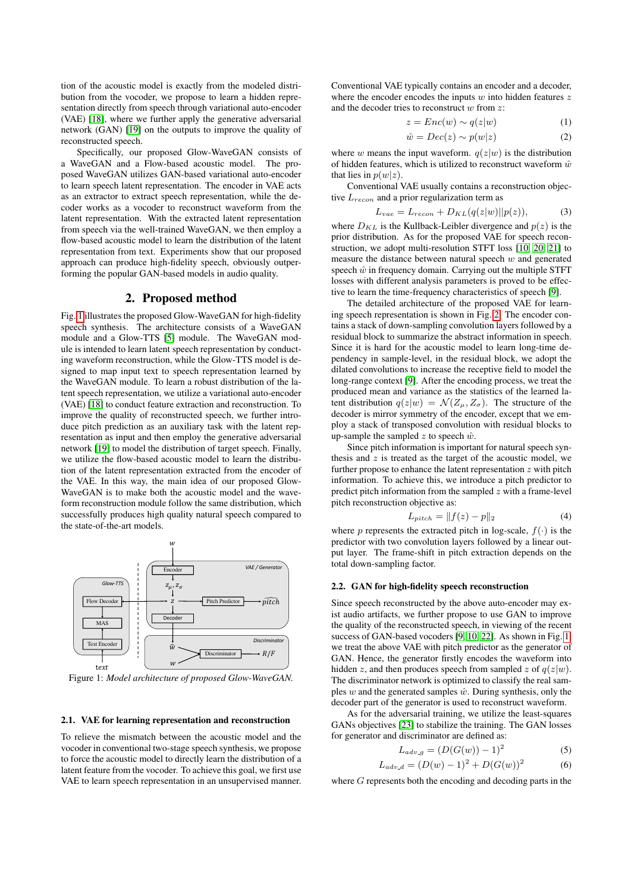tion of the acoustic model is exactly from the modeled distribution from the vocoder, we propose to learn a hidden representation directly from speech through variational auto-encoder (VAE) [18], where we further apply the generative adversarial network (GAN) [19] on the outputs to improve the quality of reconstructed speech.

Specifically, our proposed Glow-WaveGAN consists of a WaveGAN and a Flow-based acoustic model. The proposed WaveGAN utilizes GAN-based variational auto-encoder to learn speech latent representation. The encoder in VAE acts as an extractor to extract speech representation, while the decoder works as a vocoder to reconstruct waveform from the latent representation. With the extracted latent representation from speech via the well-trained WaveGAN, we then employ a flow-based acoustic model to learn the distribution of the latent representation from text. Experiments show that our proposed approach can produce high-fidelity speech, obviously outperforming the popular GAN-based models in audio quality.

## 2. Proposed method

Fig. 1 illustrates the proposed Glow-WaveGAN for high-fidelity speech synthesis. The architecture consists of a WaveGAN module and a Glow-TTS [5] module. The WaveGAN module is intended to learn latent speech representation by conducting waveform reconstruction, while the Glow-TTS model is designed to map input text to speech representation learned by the WaveGAN module. To learn a robust distribution of the latent speech representation, we utilize a variational auto-encoder (VAE) [18] to conduct feature extraction and reconstruction. To improve the quality of reconstructed speech, we further introduce pitch prediction as an auxiliary task with the latent representation as input and then employ the generative adversarial network [19] to model the distribution of target speech. Finally, we utilize the flow-based acoustic model to learn the distribution of the latent representation extracted from the encoder of the VAE. In this way, the main idea of our proposed Glow-WaveGAN is to make both the acoustic model and the waveform reconstruction module follow the same distribution, which successfully produces high quality natural speech compared to the state-of-the-art models.

Figure 1: *Model architecture of proposed Glow-WaveGAN.*

### 2.1. VAE for learning representation and reconstruction

To relieve the mismatch between the acoustic model and the vocoder in conventional two-stage speech synthesis, we propose to force the acoustic model to directly learn the distribution of a latent feature from the vocoder. To achieve this goal, we first use VAE to learn speech representation in an unsupervised manner. Conventional VAE typically contains an encoder and a decoder, where the encoder encodes the inputs $w$ into hidden features $z$ and the decoder tries to reconstruct $w$ from $z$:

$$z = Enc(w) \sim q(z|w) \tag{1}$$

$$\hat{w} = Dec(z) \sim p(w|z) \tag{2}$$

where $w$ means the input waveform. $q(z|w)$ is the distribution of hidden features, which is utilized to reconstruct waveform $\hat{w}$ that lies in $p(w|z)$.

Conventional VAE usually contains a reconstruction objective $L_{recon}$ and a prior regularization term as

$$L_{vae} = L_{recon} + D_{KL}(q(z|w)||p(z)), \tag{3}$$

where $D_{KL}$ is the Kullback-Leibler divergence and $p(z)$ is the prior distribution. As for the proposed VAE for speech reconstruction, we adopt multi-resolution STFT loss [10, 20, 21] to measure the distance between natural speech $w$ and generated speech $\hat{w}$ in frequency domain. Carrying out the multiple STFT losses with different analysis parameters is proved to be effective to learn the time-frequency characteristics of speech [9].

The detailed architecture of the proposed VAE for learning speech representation is shown in Fig. 2. The encoder contains a stack of down-sampling convolution layers followed by a residual block to summarize the abstract information in speech. Since it is hard for the acoustic model to learn long-time dependency in sample-level, in the residual block, we adopt the dilated convolutions to increase the receptive field to model the long-range context [9]. After the encoding process, we treat the produced mean and variance as the statistics of the learned latent distribution $q(z|w) = \mathcal{N}(Z_\mu, Z_\sigma)$. The structure of the decoder is mirror symmetry of the encoder, except that we employ a stack of transposed convolution with residual blocks to up-sample the sampled $z$ to speech $\hat{w}$.

Since pitch information is important for natural speech synthesis and $z$ is treated as the target of the acoustic model, we further propose to enhance the latent representation $z$ with pitch information. To achieve this, we introduce a pitch predictor to predict pitch information from the sampled $z$ with a frame-level pitch reconstruction objective as:

$$L_{pitch} = \|f(z) - p\|_2 \tag{4}$$

where $p$ represents the extracted pitch in log-scale, $f(\cdot)$ is the predictor with two convolution layers followed by a linear output layer. The frame-shift in pitch extraction depends on the total down-sampling factor.

### 2.2. GAN for high-fidelity speech reconstruction

Since speech reconstructed by the above auto-encoder may exist audio artifacts, we further propose to use GAN to improve the quality of the reconstructed speech, in viewing of the recent success of GAN-based vocoders [9, 10, 22]. As shown in Fig. 1, we treat the above VAE with pitch predictor as the generator of GAN. Hence, the generator firstly encodes the waveform into hidden $z$, and then produces speech from sampled $z$ of $q(z|w)$. The discriminator network is optimized to classify the real samples $w$ and the generated samples $\hat{w}$. During synthesis, only the decoder part of the generator is used to reconstruct waveform.

As for the adversarial training, we utilize the least-squares GANs objectives [23] to stabilize the training. The GAN losses for generator and discriminator are defined as:

$$L_{adv\_g} = (D(G(w)) - 1)^2 \tag{5}$$

$$L_{adv\_d} = (D(w) - 1)^2 + D(G(w))^2 \tag{6}$$

where $G$ represents both the encoding and decoding parts in the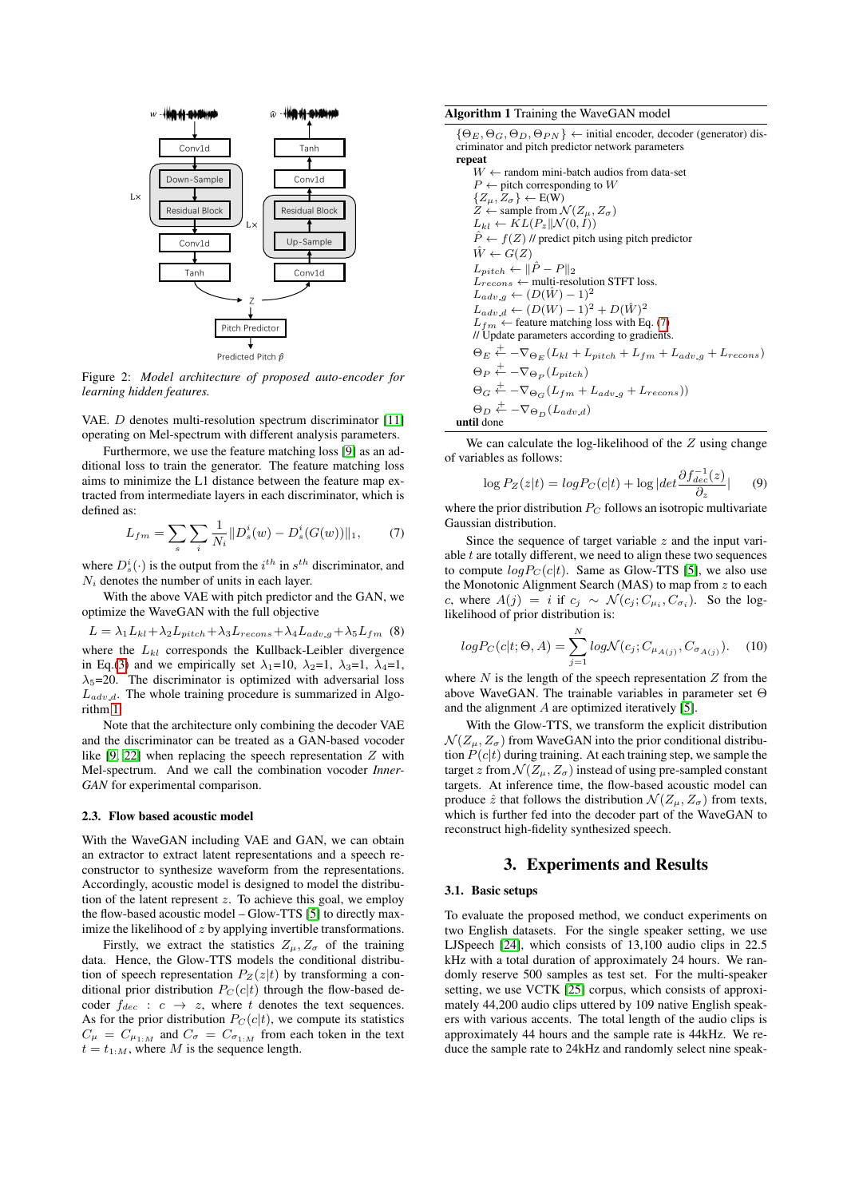w

ŵ

Conv1d

Down-Sample

Residual Block

Conv1d

Tanh

L×

Tanh

Conv1d

Residual Block

Up-Sample

Conv1d

L×

Z

Pitch Predictor

Predicted Pitch $\hat{p}$

Figure 2: *Model architecture of proposed auto-encoder for learning hidden features.*

VAE. $D$ denotes multi-resolution spectrum discriminator [11] operating on Mel-spectrum with different analysis parameters.

Furthermore, we use the feature matching loss [9] as an additional loss to train the generator. The feature matching loss aims to minimize the L1 distance between the feature map extracted from intermediate layers in each discriminator, which is defined as:

$$L_{fm} = \sum_{s}\sum_{i}\frac{1}{N_i}\|D_s^i(w) - D_s^i(G(w))\|_1, \quad (7)$$

where $D_s^i(\cdot)$ is the output from the $i^{th}$ in $s^{th}$ discriminator, and $N_i$ denotes the number of units in each layer.

With the above VAE with pitch predictor and the GAN, we optimize the WaveGAN with the full objective

$$L = \lambda_1 L_{kl} + \lambda_2 L_{pitch} + \lambda_3 L_{recons} + \lambda_4 L_{adv\_g} + \lambda_5 L_{fm} \quad (8)$$

where the $L_{kl}$ corresponds the Kullback-Leibler divergence in Eq.(3) and we empirically set $\lambda_1$=10, $\lambda_2$=1, $\lambda_3$=1, $\lambda_4$=1, $\lambda_5$=20. The discriminator is optimized with adversarial loss $L_{adv\_d}$. The whole training procedure is summarized in Algorithm 1.

Note that the architecture only combining the decoder VAE and the discriminator can be treated as a GAN-based vocoder like [9, 22] when replacing the speech representation $Z$ with Mel-spectrum. And we call the combination vocoder *Inner-GAN* for experimental comparison.

### 2.3. Flow based acoustic model

With the WaveGAN including VAE and GAN, we can obtain an extractor to extract latent representations and a speech reconstructor to synthesize waveform from the representations. Accordingly, acoustic model is designed to model the distribution of the latent represent $z$. To achieve this goal, we employ the flow-based acoustic model – Glow-TTS [5] to directly maximize the likelihood of $z$ by applying invertible transformations.

Firstly, we extract the statistics $Z_\mu, Z_\sigma$ of the training data. Hence, the Glow-TTS models the conditional distribution of speech representation $P_Z(z|t)$ by transforming a conditional prior distribution $P_C(c|t)$ through the flow-based decoder $f_{dec} : c \rightarrow z$, where $t$ denotes the text sequences. As for the prior distribution $P_C(c|t)$, we compute its statistics $C_\mu = C_{\mu_{1:M}}$ and $C_\sigma = C_{\sigma_{1:M}}$ from each token in the text $t = t_{1:M}$, where $M$ is the sequence length.

**Algorithm 1** Training the WaveGAN model

$\{\Theta_E, \Theta_G, \Theta_D, \Theta_{PN}\} \leftarrow$ initial encoder, decoder (generator) discriminator and pitch predictor network parameters
**repeat**
- $W \leftarrow$ random mini-batch audios from data-set
- $P \leftarrow$ pitch corresponding to $W$
- $\{Z_\mu, Z_\sigma\} \leftarrow$ E(W)
- $Z \leftarrow$ sample from $\mathcal{N}(Z_\mu, Z_\sigma)$
- $L_{kl} \leftarrow KL(P_z\|\mathcal{N}(0, I))$
- $\hat{P} \leftarrow f(Z)$ // predict pitch using pitch predictor
- $\hat{W} \leftarrow G(Z)$
- $L_{pitch} \leftarrow \|\hat{P} - P\|_2$
- $L_{recons} \leftarrow$ multi-resolution STFT loss.
- $L_{adv\_g} \leftarrow (D(\hat{W}) - 1)^2$
- $L_{adv\_d} \leftarrow (D(W) - 1)^2 + D(\hat{W})^2$
- $L_{fm} \leftarrow$ feature matching loss with Eq. (7)
- // Update parameters according to gradients.
- $\Theta_E \xleftarrow{+} -\nabla_{\Theta_E}(L_{kl} + L_{pitch} + L_{fm} + L_{adv\_g} + L_{recons})$
- $\Theta_P \xleftarrow{+} -\nabla_{\Theta_P}(L_{pitch})$
- $\Theta_G \xleftarrow{+} -\nabla_{\Theta_G}(L_{fm} + L_{adv\_g} + L_{recons}))$
- $\Theta_D \xleftarrow{+} -\nabla_{\Theta_D}(L_{adv\_d})$

**until** done

We can calculate the log-likelihood of the $Z$ using change of variables as follows:

$$\log P_Z(z|t) = logP_C(c|t) + \log|det\frac{\partial f_{dec}^{-1}(z)}{\partial_z}| \quad (9)$$

where the prior distribution $P_C$ follows an isotropic multivariate Gaussian distribution.

Since the sequence of target variable $z$ and the input variable $t$ are totally different, we need to align these two sequences to compute $logP_C(c|t)$. Same as Glow-TTS [5], we also use the Monotonic Alignment Search (MAS) to map from $z$ to each $c$, where $A(j) = i$ if $c_j \sim \mathcal{N}(c_j; C_{\mu_i}, C_{\sigma_i})$. So the log-likelihood of prior distribution is:

$$logP_C(c|t; \Theta, A) = \sum_{j=1}^{N} log\mathcal{N}(c_j; C_{\mu_{A(j)}}, C_{\sigma_{A(j)}}). \quad (10)$$

where $N$ is the length of the speech representation $Z$ from the above WaveGAN. The trainable variables in parameter set $\Theta$ and the alignment $A$ are optimized iteratively [5].

With the Glow-TTS, we transform the explicit distribution $\mathcal{N}(Z_\mu, Z_\sigma)$ from WaveGAN into the prior conditional distribution $P(c|t)$ during training. At each training step, we sample the target $z$ from $\mathcal{N}(Z_\mu, Z_\sigma)$ instead of using pre-sampled constant targets. At inference time, the flow-based acoustic model can produce $\hat{z}$ that follows the distribution $\mathcal{N}(Z_\mu, Z_\sigma)$ from texts, which is further fed into the decoder part of the WaveGAN to reconstruct high-fidelity synthesized speech.

## 3. Experiments and Results

### 3.1. Basic setups

To evaluate the proposed method, we conduct experiments on two English datasets. For the single speaker setting, we use LJSpeech [24], which consists of 13,100 audio clips in 22.5 kHz with a total duration of approximately 24 hours. We randomly reserve 500 samples as test set. For the multi-speaker setting, we use VCTK [25] corpus, which consists of approximately 44,200 audio clips uttered by 109 native English speakers with various accents. The total length of the audio clips is approximately 44 hours and the sample rate is 44kHz. We reduce the sample rate to 24kHz and randomly select nine speak-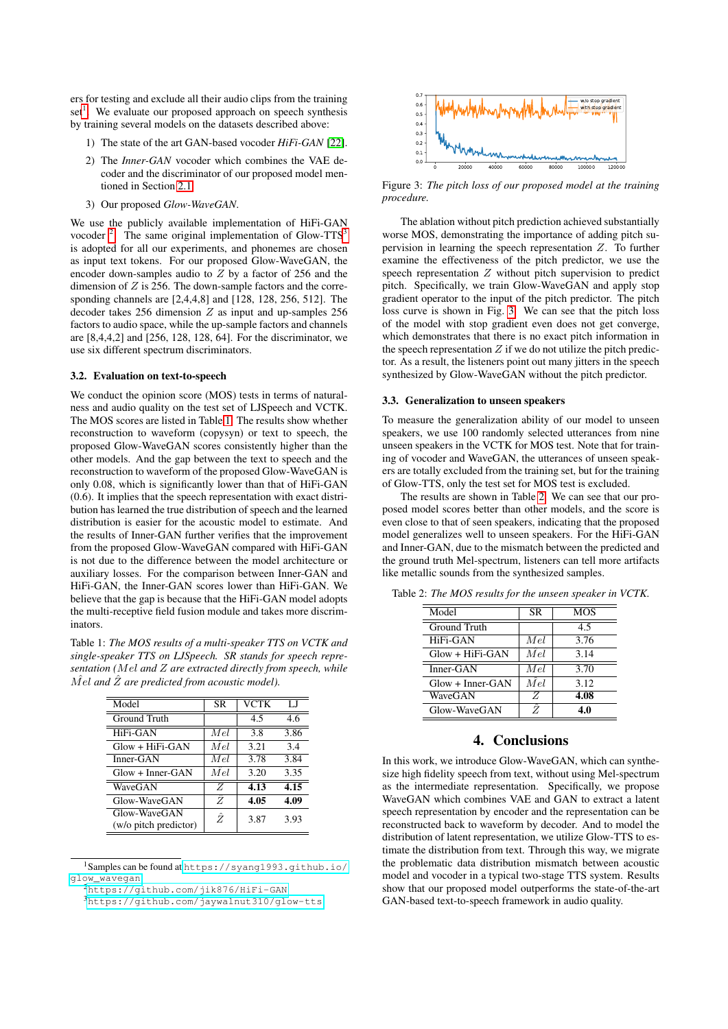ers for testing and exclude all their audio clips from the training set[1]. We evaluate our proposed approach on speech synthesis by training several models on the datasets described above:

1) The state of the art GAN-based vocoder *HiFi-GAN* [22].
2) The *Inner-GAN* vocoder which combines the VAE decoder and the discriminator of our proposed model mentioned in Section 2.1.
3) Our proposed *Glow-WaveGAN*.

We use the publicly available implementation of HiFi-GAN vocoder [2]. The same original implementation of Glow-TTS[3] is adopted for all our experiments, and phonemes are chosen as input text tokens. For our proposed Glow-WaveGAN, the encoder down-samples audio to $Z$ by a factor of 256 and the dimension of $Z$ is 256. The down-sample factors and the corresponding channels are [2,4,4,8] and [128, 128, 256, 512]. The decoder takes 256 dimension $Z$ as input and up-samples 256 factors to audio space, while the up-sample factors and channels are [8,4,4,2] and [256, 128, 128, 64]. For the discriminator, we use six different spectrum discriminators.

### 3.2. Evaluation on text-to-speech

We conduct the opinion score (MOS) tests in terms of naturalness and audio quality on the test set of LJSpeech and VCTK. The MOS scores are listed in Table 1. The results show whether reconstruction to waveform (copysyn) or text to speech, the proposed Glow-WaveGAN scores consistently higher than the other models. And the gap between the text to speech and the reconstruction to waveform of the proposed Glow-WaveGAN is only 0.08, which is significantly lower than that of HiFi-GAN (0.6). It implies that the speech representation with exact distribution has learned the true distribution of speech and the learned distribution is easier for the acoustic model to estimate. And the results of Inner-GAN further verifies that the improvement from the proposed Glow-WaveGAN compared with HiFi-GAN is not due to the difference between the model architecture or auxiliary losses. For the comparison between Inner-GAN and HiFi-GAN, the Inner-GAN scores lower than HiFi-GAN. We believe that the gap is because that the HiFi-GAN model adopts the multi-receptive field fusion module and takes more discriminators.

Table 1: *The MOS results of a multi-speaker TTS on VCTK and single-speaker TTS on LJSpeech. SR stands for speech representation ($Mel$ and $Z$ are extracted directly from speech, while $\hat{Mel}$ and $\hat{Z}$ are predicted from acoustic model).*

| Model | SR | VCTK | LJ |
|---|---|---|---|
| Ground Truth | | 4.5 | 4.6 |
| HiFi-GAN | $Mel$ | 3.8 | 3.86 |
| Glow + HiFi-GAN | $\hat{Mel}$ | 3.21 | 3.4 |
| Inner-GAN | $Mel$ | 3.78 | 3.84 |
| Glow + Inner-GAN | $\hat{Mel}$ | 3.20 | 3.35 |
| WaveGAN | $Z$ | **4.13** | **4.15** |
| Glow-WaveGAN | $\hat{Z}$ | **4.05** | **4.09** |
| Glow-WaveGAN (w/o pitch predictor) | $\hat{Z}$ | 3.87 | 3.93 |

[1] Samples can be found at https://syang1993.github.io/glow_wavegan

[2] https://github.com/jik876/HiFi-GAN

[3] https://github.com/jaywalnut310/glow-tts

0.7
0.6
0.5
0.4
0.3
0.2
0.1
0.0
0 20000 40000 60000 80000 100000 120000
w/o stop gradient
with stop gradient

Figure 3: *The pitch loss of our proposed model at the training procedure.*

The ablation without pitch prediction achieved substantially worse MOS, demonstrating the importance of adding pitch supervision in learning the speech representation $Z$. To further examine the effectiveness of the pitch predictor, we use the speech representation $Z$ without pitch supervision to predict pitch. Specifically, we train Glow-WaveGAN and apply stop gradient operator to the input of the pitch predictor. The pitch loss curve is shown in Fig. 3. We can see that the pitch loss of the model with stop gradient even does not get converge, which demonstrates that there is no exact pitch information in the speech representation $Z$ if we do not utilize the pitch predictor. As a result, the listeners point out many jitters in the speech synthesized by Glow-WaveGAN without the pitch predictor.

### 3.3. Generalization to unseen speakers

To measure the generalization ability of our model to unseen speakers, we use 100 randomly selected utterances from nine unseen speakers in the VCTK for MOS test. Note that for training of vocoder and WaveGAN, the utterances of unseen speakers are totally excluded from the training set, but for the training of Glow-TTS, only the test set for MOS test is excluded.

The results are shown in Table 2. We can see that our proposed model scores better than other models, and the score is even close to that of seen speakers, indicating that the proposed model generalizes well to unseen speakers. For the HiFi-GAN and Inner-GAN, due to the mismatch between the predicted and the ground truth Mel-spectrum, listeners can tell more artifacts like metallic sounds from the synthesized samples.

Table 2: *The MOS results for the unseen speaker in VCTK.*

| Model | SR | MOS |
|---|---|---|
| Ground Truth | | 4.5 |
| HiFi-GAN | $Mel$ | 3.76 |
| Glow + HiFi-GAN | $\hat{Mel}$ | 3.14 |
| Inner-GAN | $Mel$ | 3.70 |
| Glow + Inner-GAN | $\hat{Mel}$ | 3.12 |
| WaveGAN | $Z$ | **4.08** |
| Glow-WaveGAN | $\hat{Z}$ | **4.0** |

## 4. Conclusions

In this work, we introduce Glow-WaveGAN, which can synthesize high fidelity speech from text, without using Mel-spectrum as the intermediate representation. Specifically, we propose WaveGAN which combines VAE and GAN to extract a latent speech representation by encoder and the representation can be reconstructed back to waveform by decoder. And to model the distribution of latent representation, we utilize Glow-TTS to estimate the distribution from text. Through this way, we migrate the problematic data distribution mismatch between acoustic model and vocoder in a typical two-stage TTS system. Results show that our proposed model outperforms the state-of-the-art GAN-based text-to-speech framework in audio quality.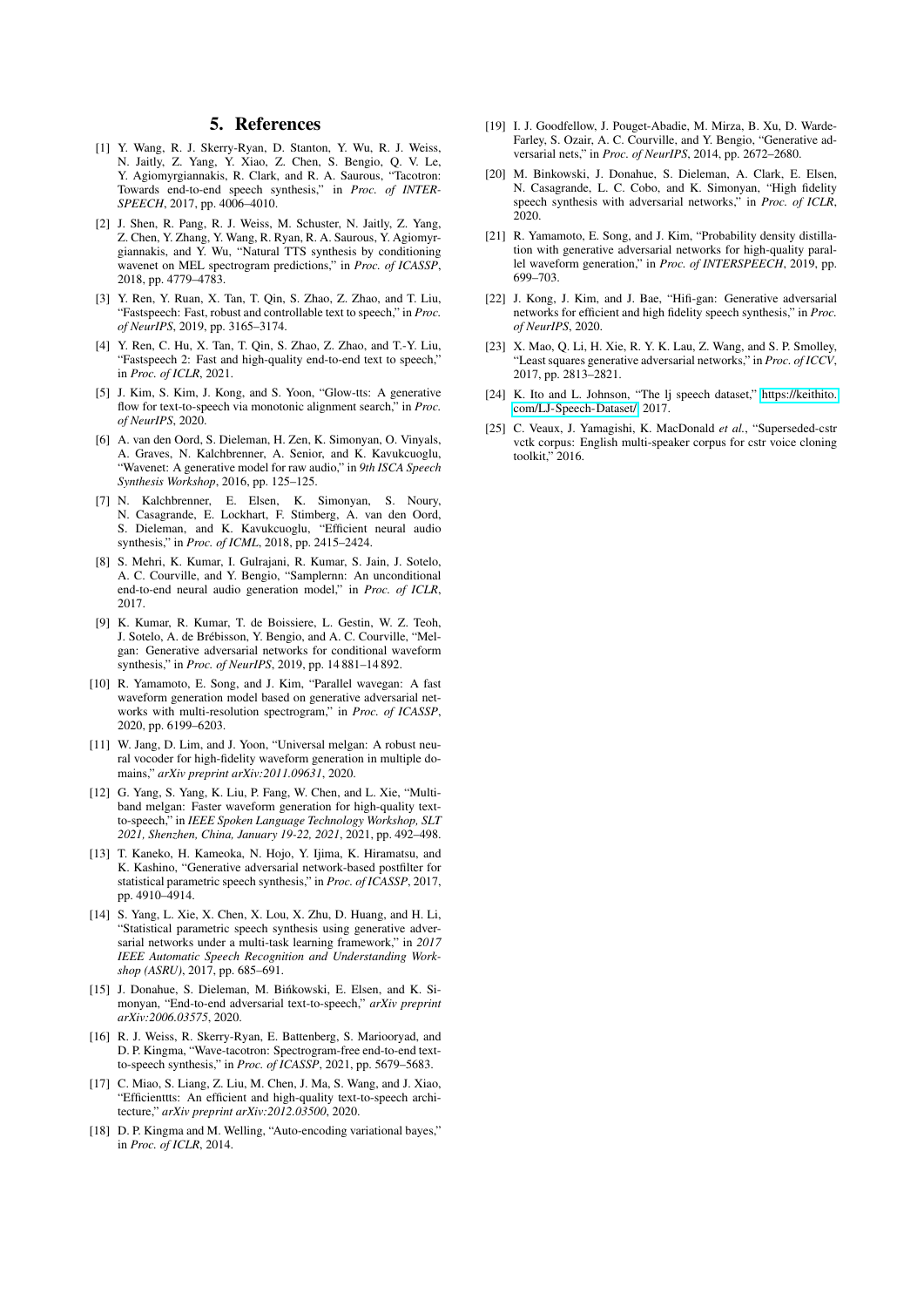## 5. References

[1] Y. Wang, R. J. Skerry-Ryan, D. Stanton, Y. Wu, R. J. Weiss, N. Jaitly, Z. Yang, Y. Xiao, Z. Chen, S. Bengio, Q. V. Le, Y. Agiomyrgiannakis, R. Clark, and R. A. Saurous, "Tacotron: Towards end-to-end speech synthesis," in *Proc. of INTERSPEECH*, 2017, pp. 4006–4010.

[2] J. Shen, R. Pang, R. J. Weiss, M. Schuster, N. Jaitly, Z. Yang, Z. Chen, Y. Zhang, Y. Wang, R. Ryan, R. A. Saurous, Y. Agiomyrgiannakis, and Y. Wu, "Natural TTS synthesis by conditioning wavenet on MEL spectrogram predictions," in *Proc. of ICASSP*, 2018, pp. 4779–4783.

[3] Y. Ren, Y. Ruan, X. Tan, T. Qin, S. Zhao, Z. Zhao, and T. Liu, "Fastspeech: Fast, robust and controllable text to speech," in *Proc. of NeurIPS*, 2019, pp. 3165–3174.

[4] Y. Ren, C. Hu, X. Tan, T. Qin, S. Zhao, Z. Zhao, and T.-Y. Liu, "Fastspeech 2: Fast and high-quality end-to-end text to speech," in *Proc. of ICLR*, 2021.

[5] J. Kim, S. Kim, J. Kong, and S. Yoon, "Glow-tts: A generative flow for text-to-speech via monotonic alignment search," in *Proc. of NeurIPS*, 2020.

[6] A. van den Oord, S. Dieleman, H. Zen, K. Simonyan, O. Vinyals, A. Graves, N. Kalchbrenner, A. Senior, and K. Kavukcuoglu, "Wavenet: A generative model for raw audio," in *9th ISCA Speech Synthesis Workshop*, 2016, pp. 125–125.

[7] N. Kalchbrenner, E. Elsen, K. Simonyan, S. Noury, N. Casagrande, E. Lockhart, F. Stimberg, A. van den Oord, S. Dieleman, and K. Kavukcuoglu, "Efficient neural audio synthesis," in *Proc. of ICML*, 2018, pp. 2415–2424.

[8] S. Mehri, K. Kumar, I. Gulrajani, R. Kumar, S. Jain, J. Sotelo, A. C. Courville, and Y. Bengio, "Samplernn: An unconditional end-to-end neural audio generation model," in *Proc. of ICLR*, 2017.

[9] K. Kumar, R. Kumar, T. de Boissiere, L. Gestin, W. Z. Teoh, J. Sotelo, A. de Brébisson, Y. Bengio, and A. C. Courville, "Melgan: Generative adversarial networks for conditional waveform synthesis," in *Proc. of NeurIPS*, 2019, pp. 14 881–14 892.

[10] R. Yamamoto, E. Song, and J. Kim, "Parallel wavegan: A fast waveform generation model based on generative adversarial networks with multi-resolution spectrogram," in *Proc. of ICASSP*, 2020, pp. 6199–6203.

[11] W. Jang, D. Lim, and J. Yoon, "Universal melgan: A robust neural vocoder for high-fidelity waveform generation in multiple domains," *arXiv preprint arXiv:2011.09631*, 2020.

[12] G. Yang, S. Yang, K. Liu, P. Fang, W. Chen, and L. Xie, "Multi-band melgan: Faster waveform generation for high-quality text-to-speech," in *IEEE Spoken Language Technology Workshop, SLT 2021, Shenzhen, China, January 19-22, 2021*, 2021, pp. 492–498.

[13] T. Kaneko, H. Kameoka, N. Hojo, Y. Ijima, K. Hiramatsu, and K. Kashino, "Generative adversarial network-based postfilter for statistical parametric speech synthesis," in *Proc. of ICASSP*, 2017, pp. 4910–4914.

[14] S. Yang, L. Xie, X. Chen, X. Lou, X. Zhu, D. Huang, and H. Li, "Statistical parametric speech synthesis using generative adversarial networks under a multi-task learning framework," in *2017 IEEE Automatic Speech Recognition and Understanding Workshop (ASRU)*, 2017, pp. 685–691.

[15] J. Donahue, S. Dieleman, M. Bińkowski, E. Elsen, and K. Simonyan, "End-to-end adversarial text-to-speech," *arXiv preprint arXiv:2006.03575*, 2020.

[16] R. J. Weiss, R. Skerry-Ryan, E. Battenberg, S. Mariooryad, and D. P. Kingma, "Wave-tacotron: Spectrogram-free end-to-end text-to-speech synthesis," in *Proc. of ICASSP*, 2021, pp. 5679–5683.

[17] C. Miao, S. Liang, Z. Liu, M. Chen, J. Ma, S. Wang, and J. Xiao, "Efficienttts: An efficient and high-quality text-to-speech architecture," *arXiv preprint arXiv:2012.03500*, 2020.

[18] D. P. Kingma and M. Welling, "Auto-encoding variational bayes," in *Proc. of ICLR*, 2014.

[19] I. J. Goodfellow, J. Pouget-Abadie, M. Mirza, B. Xu, D. Warde-Farley, S. Ozair, A. C. Courville, and Y. Bengio, "Generative adversarial nets," in *Proc. of NeurIPS*, 2014, pp. 2672–2680.

[20] M. Binkowski, J. Donahue, S. Dieleman, A. Clark, E. Elsen, N. Casagrande, L. C. Cobo, and K. Simonyan, "High fidelity speech synthesis with adversarial networks," in *Proc. of ICLR*, 2020.

[21] R. Yamamoto, E. Song, and J. Kim, "Probability density distillation with generative adversarial networks for high-quality parallel waveform generation," in *Proc. of INTERSPEECH*, 2019, pp. 699–703.

[22] J. Kong, J. Kim, and J. Bae, "Hifi-gan: Generative adversarial networks for efficient and high fidelity speech synthesis," in *Proc. of NeurIPS*, 2020.

[23] X. Mao, Q. Li, H. Xie, R. Y. K. Lau, Z. Wang, and S. P. Smolley, "Least squares generative adversarial networks," in *Proc. of ICCV*, 2017, pp. 2813–2821.

[24] K. Ito and L. Johnson, "The lj speech dataset," https://keithito.com/LJ-Speech-Dataset/, 2017.

[25] C. Veaux, J. Yamagishi, K. MacDonald *et al.*, "Superseded-cstr vctk corpus: English multi-speaker corpus for cstr voice cloning toolkit," 2016.